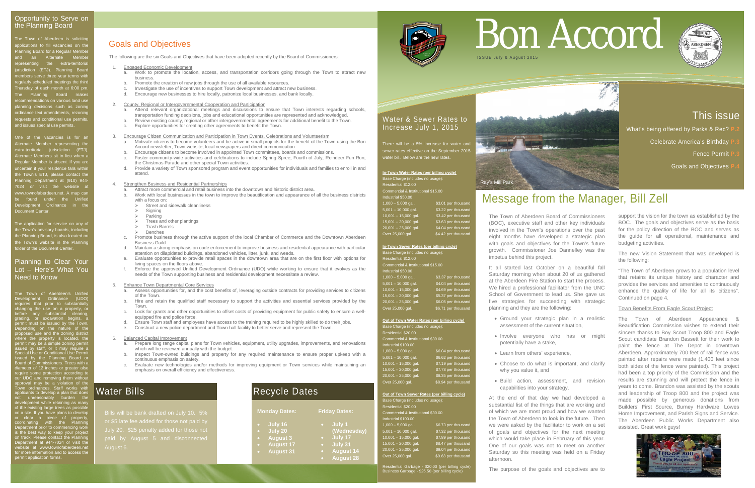# Bon Accord

ISSUE July & August 2015

## This issue

What's being offered by Parks & Rec? P.2

Celebrate America's Birthday P.3

Fence Permit P.3

Goals and Objectives P.4

Ray's Mill Park

## Message from the Manager, Bill Zell

The Town of Aberdeen Board of Commissioners (BOC), executive staff and other key individuals involved in the Town's operations over the past eight months have developed a strategic plan with goals and objectives for the Town's future growth. Commissioner Joe Dannelley was the impetus behind this project.

It all started last October on a beautiful fall Saturday morning when about 20 of us gathered at the Aberdeen Fire Station to start the process. We hired a professional facilitator from the UNC School of Government to lead us. She gave us five strategies for succeeding with strategic planning and they are the following:

- Ground your strategic plan in a realistic assessment of the current situation,
- Involve everyone who has or might potentially have a stake,
- Learn from others' experience,
- Choose to do what is important, and clarify why you value it, and
- Build action, assessment, and revision capabilities into your strategy.

At the end of that day we had developed a substantial list of the things that are working and of which we are most proud and how we wanted the Town of Aberdeen to look in the future. Then we were asked by the facilitator to work on a set of goals and objectives for the next meeting which would take place in February of this year. One of our goals was not to meet on another Saturday so this meeting was held on a Friday afternoon.

The purpose of the goals and objectives are to support the vision for the town as established by the BOC. The goals and objectives serve as the basis for the policy direction of the BOC and serves as the guide for all operational, maintenance and budgeting activities.

The new Vision Statement that was developed is the following:

"The Town of Aberdeen grows to a population level that retains its unique history and character and provides the services and amenities to continuously enhance the quality of life for all its citizens". Continued on page 4.

### Town Benefits From Eagle Scout Project

The Town of Aberdeen Appearance & Beautification Commission wishes to extend their sincere thanks to Boy Scout Troop 800 and Eagle Scout candidate Brandon Bassett for their work to paint the fence at The Depot in downtown Aberdeen. Approximately 700 feet of rail fence was painted after repairs were made (1,400 feet since both sides of the fence were painted). This project had been a top priority of the Commission and the results are stunning and will protect the fence in years to come. Brandon was assisted by the scouts and leadership of Troop 800 and the project was made possible by generous donations from Builders' First Source, Burney Hardware, Lowes Home Improvement, and Parish Signs and Service. The Aberdeen Public Works Department also assisted. Great work guys!

## Water & Sewer Rates to Increase July 1, 2015

There will be a 5% increase for water and sewer rates effective on the September 2015 water bill. Below are the new rates.

**In-Town Water Rates (per billing cycle)**

Base Charge (includes no usage):
Residential $12.00
Commercial & Institutional $15.00
Industrial $50.00

| | |
|---|---|
| 1,000 – 5,000 gal. | $3.01 per thousand |
| 5,001 – 10,000 gal. | $3.22 per thousand |
| 10,001 – 15,000 gal. | $3.42 per thousand |
| 15,001 – 20,000 gal. | $3.63 per thousand |
| 20,001 – 25,000 gal. | $4.04 per thousand |
| Over 25,000 gal. | $4.42 per thousand |

**In-Town Sewer Rates (per billing cycle)**

Base Charge (includes no usage):
Residential $12.00
Commercial & Institutional $15.00
Industrial $50.00

| | |
|---|---|
| 1,000 – 5,000 gal. | $3.37 per thousand |
| 5,001 – 10,000 gal. | $4.04 per thousand |
| 10,001 – 15,000 gal. | $4.69 per thousand |
| 15,001 – 20,000 gal. | $5.37 per thousand |
| 20,001 – 25,000 gal. | $6.05 per thousand |
| Over 25,000 gal. | $6.71 per thousand |

**Out of Town Water Rates (per billing cycle)**

Base Charge (includes no usage):
Residential $20.00
Commercial & Institutional $30.00
Industrial $100.00

| | |
|---|---|
| 1,000 – 5,000 gal. | $6.04 per thousand |
| 5,001 – 10,000 gal. | $6.62 per thousand |
| 10,001 – 15,000 gal. | $7.19 per thousand |
| 15,001 – 20,000 gal. | $7.78 per thousand |
| 20,001 – 25,000 gal. | $8.35 per thousand |
| Over 25,000 gal. | $8.94 per thousand |

**Out of Town Sewer Rates (per billing cycle)**

Base Charge (includes no usage):
Residential $20.00
Commercial & Institutional $30.00
Industrial $100.00

| | |
|---|---|
| 1,000 – 5,000 gal. | $6.73 per thousand |
| 5,001 – 10,000 gal. | $7.32 per thousand |
| 10,001 – 15,000 gal. | $7.89 per thousand |
| 15,001 – 20,000 gal. | $8.47 per thousand |
| 20,001 – 25,000 gal. | $9.04 per thousand |
| Over 25,000 gal. | $9.63 per thousand |

Residential Garbage - $20.00 (per billing cycle)
Business Garbage - $25.50 (per billing cycle)

## Opportunity to Serve on the Planning Board

The Town of Aberdeen is soliciting applications to fill vacancies on the Planning Board for a Regular Member and an Alternate Member representing the extra-territorial jurisdiction (ETJ). Planning Board members serve three year terms with regularly scheduled meetings the third Thursday of each month at 6:00 pm. The Planning Board makes recommendations on various land use planning decisions such as zoning ordinance text amendments, rezoning requests and conditional use permits, and issues special use permits.

One of the vacancies is for an Alternate Member representing the extra-territorial jurisdiction (ETJ). Alternate Members sit in lieu when a Regular Member is absent. If you are uncertain if your residence falls within the Town's ETJ, please contact the Planning Department at (910) 944-7024 or visit the website at www.townofaberdeen.net. A map can be found under the Unified Development Ordinance in the Document Center.

The application for service on any of the Town's advisory boards, including the Planning Board, is also located on the Town's website in the Planning folder of the Document Center.

## Planning to Clear Your Lot – Here's What You Need to Know

The Town of Aberdeen's Unified Development Ordinance (UDO) requires that prior to substantially changing the use on a property, or before any substantial clearing, grading, or excavation begins, a permit must be issued by the Town. Depending on the nature of the proposed use and the zoning district where the property is located, the permit may be a simple zoning permit issued by staff, or it may require a Special Use or Conditional Use Permit issued by the Planning Board or Board of Commissioners. Trees with a diameter of 12 inches or greater also require some protection according to our UDO and removing them without approval may be a violation of the Town ordinances. Staff works with applicants to develop a plan that does not unreasonably burden the development while retaining as many of the existing large trees as possible on a site. If you have plans to develop or clear a piece of property, coordinating with the Planning Department prior to commencing work is the best way to keep your project on track. Please contact the Planning Department at 944-7024 or visit the website at www.townofaberdeen.net for more information and to access the permit application forms.

## Goals and Objectives

The following are the six Goals and Objectives that have been adopted recently by the Board of Commissioners:

1. Engaged Economic Development
   a. Work to promote the location, access, and transportation corridors going through the Town to attract new business.
   b. Promote the creation of new jobs through the use of all available resources.
   c. Investigate the use of incentives to support Town development and attract new business.
   d. Encourage new businesses to hire locally, patronize local businesses, and bank locally.

2. County, Regional or Intergovernmental Cooperation and Participation
   a. Attend relevant organizational meetings and discussions to ensure that Town interests regarding schools, transportation funding decisions, jobs and educational opportunities are represented and acknowledged.
   b. Review existing county, regional or other intergovernmental agreements for additional benefit to the Town.
   c. Explore opportunities for creating other agreements to benefit the Town.

3. Encourage Citizen Communication and Participation in Town Events, Celebrations and Volunteerism
   a. Motivate citizens to become volunteers and be active in small projects for the benefit of the Town using the Bon Accord newsletter, Town website, local newspapers and direct communication.
   b. Encourage citizens to become involved in appointed Town committees, boards and commissions.
   c. Foster community-wide activities and celebrations to include Spring Spree, Fourth of July, Reindeer Fun Run, the Christmas Parade and other special Town activities.
   d. Provide a variety of Town sponsored program and event opportunities for individuals and families to enroll in and attend.

4. Strengthen Business and Residential Partnerships
   a. Attract more commercial and retail business into the downtown and historic district area.
   b. Work with local businesses in the town to improve the beautification and appearance of all the business districts with a focus on:
      - Street and sidewalk cleanliness
      - Signing
      - Parking
      - Trees and other plantings
      - Trash Barrels
      - Benches
   c. Promote business through the active support of the local Chamber of Commerce and the Downtown Aberdeen Business Guild.
   d. Maintain a strong emphasis on code enforcement to improve business and residential appearance with particular attention on dilapidated buildings, abandoned vehicles, litter, junk, and weeds.
   e. Evaluate opportunities to provide retail spaces in the downtown area that are on the first floor with options for living spaces on the floors above.
   f. Enforce the approved Unified Development Ordinance (UDO) while working to ensure that it evolves as the needs of the Town supporting business and residential development necessitate a review.

5. Enhance Town Departmental Core Services
   a. Assess opportunities for, and the cost benefits of, leveraging outside contracts for providing services to citizens of the Town.
   b. Hire and retain the qualified staff necessary to support the activities and essential services provided by the Town.
   c. Look for grants and other opportunities to offset costs of providing equipment for public safety to ensure a well-equipped fire and police force.
   d. Ensure Town staff and employees have access to the training required to be highly skilled to do their jobs.
   e. Construct a new police department and Town hall facility to better serve and represent the Town.

6. Balanced Capital Improvement
   a. Prepare long range capital plans for Town vehicles, equipment, utility upgrades, improvements, and renovations which will be reviewed annually with the budget.
   b. Inspect Town-owned buildings and property for any required maintenance to ensure proper upkeep with a continuous emphasis on safety.
   c. Evaluate new technologies and/or methods for improving equipment or Town services while maintaining an emphasis on overall efficiency and effectiveness.

## Water Bills

Bills will be bank drafted on July 10. 5% or $5 late fee added for those not paid by July 20. $25 penalty added for those not paid by August 5 and disconnected August 6.

## Recycle Dates

| Monday Dates: | Friday Dates: |
|---|---|
| July 16 | July 1 (Wednesday) |
| July 20 | July 17 |
| August 3 | July 31 |
| August 17 | August 14 |
| August 31 | August 28 |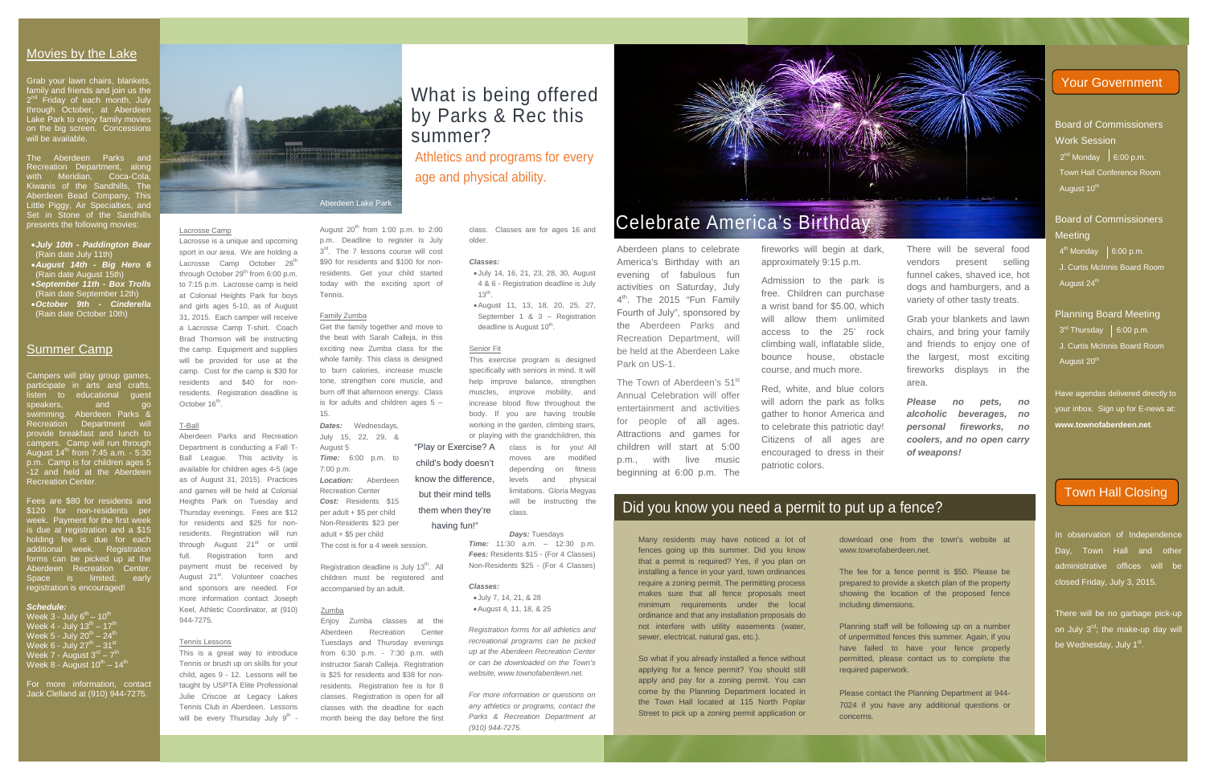## Movies by the Lake

Grab your lawn chairs, blankets, family and friends and join us the 2nd Friday of each month, July through October, at Aberdeen Lake Park to enjoy family movies on the big screen. Concessions will be available.

The Aberdeen Parks and Recreation Department, along with Meridian, Coca-Cola, Kiwanis of the Sandhills, The Aberdeen Bead Company, This Little Piggy, Air Specialties, and Set in Stone of the Sandhills presents the following movies:

- ***July 10th - Paddington Bear*** (Rain date July 11th)
- ***August 14th - Big Hero 6*** (Rain date August 15th)
- ***September 11th - Box Trolls*** (Rain date September 12th)
- ***October 9th - Cinderella*** (Rain date October 10th)

## Summer Camp

Campers will play group games, participate in arts and crafts, listen to educational guest speakers, and go swimming. Aberdeen Parks & Recreation Department will provide breakfast and lunch to campers. Camp will run through August 14th from 7:45 a.m. - 5:30 p.m. Camp is for children ages 5 -12 and held at the Aberdeen Recreation Center.

Fees are $80 for residents and $120 for non-residents per week. Payment for the first week is due at registration and a $15 holding fee is due for each additional week. Registration forms can be picked up at the Aberdeen Recreation Center. Space is limited; early registration is encouraged!

***Schedule:***
Week 3 - July 6th – 10th
Week 4 - July 13th – 17th
Week 5 - July 20th – 24th
Week 6 - July 27th – 31st
Week 7 - August 3rd – 7th
Week 8 - August 10th – 14th

For more information, contact Jack Clelland at (910) 944-7275.

Aberdeen Lake Park

# What is being offered by Parks & Rec this summer?

Athletics and programs for every age and physical ability.

### Lacrosse Camp

Lacrosse is a unique and upcoming sport in our area. We are holding a Lacrosse Camp October 26th through October 29th from 6:00 p.m. to 7:15 p.m. Lacrosse camp is held at Colonial Heights Park for boys and girls ages 5-10, as of August 31, 2015. Each camper will receive a Lacrosse Camp T-shirt. Coach Brad Thomson will be instructing the camp. Equipment and supplies will be provided for use at the camp. Cost for the camp is $30 for residents and $40 for non-residents. Registration deadline is October 16th.

### T-Ball

Aberdeen Parks and Recreation Department is conducting a Fall T-Ball League. This activity is available for children ages 4-5 (age as of August 31, 2015). Practices and games will be held at Colonial Heights Park on Tuesday and Thursday evenings. Fees are $12 for residents and $25 for non-residents. Registration will run through August 21st or until full. Registration form and payment must be received by August 21st. Volunteer coaches and sponsors are needed. For more information contact Joseph Keel, Athletic Coordinator, at (910) 944-7275.

### Tennis Lessons

This is a great way to introduce Tennis or brush up on skills for your child, ages 9 - 12. Lessons will be taught by USPTA Elite Professional Julie Criscoe at Legacy Lakes Tennis Club in Aberdeen. Lessons will be every Thursday July 9th - August 20th from 1:00 p.m. to 2:00 p.m. Deadline to register is July 3rd. The 7 lessons course will cost $90 for residents and $100 for non-residents. Get your child started today with the exciting sport of Tennis.

### Family Zumba

Get the family together and move to the beat with Sarah Calleja, in this exciting new Zumba class for the whole family. This class is designed to burn calories, increase muscle tone, strengthen core muscle, and burn off that afternoon energy. Class is for adults and children ages 5 – 15.

***Dates:*** Wednesdays, July 15, 22, 29, & August 5
***Time:*** 6:00 p.m. to 7:00 p.m.
***Location:*** Aberdeen Recreation Center
***Cost:*** Residents $15 per adult + $5 per child Non-Residents $23 per adult + $5 per child

The cost is for a 4 week session.

Registration deadline is July 13th. All children must be registered and accompanied by an adult.

### Zumba

Enjoy Zumba classes at the Aberdeen Recreation Center Tuesdays and Thursday evenings from 6:30 p.m. - 7:30 p.m. with instructor Sarah Calleja. Registration is $25 for residents and $38 for non-residents. Registration fee is for 8 classes. Registration is open for all classes with the deadline for each month being the day before the first class. Classes are for ages 16 and older.

***Classes:***
- July 14, 16, 21, 23, 28, 30, August 4 & 6 - Registration deadline is July 13th.
- August 11, 13, 18, 20, 25, 27, September 1 & 3 – Registration deadline is August 10th.

### Senior Fit

This exercise program is designed specifically with seniors in mind. It will help improve balance, strengthen muscles, improve mobility, and increase blood flow throughout the body. If you are having trouble working in the garden, climbing stairs, or playing with the grandchildren, this class is for you! All moves are modified depending on fitness levels and physical limitations. Gloria Megyas will be instructing the class.

"Play or Exercise? A child's body doesn't know the difference, but their mind tells them when they're having fun!"

***Days:*** Tuesdays
***Time:*** 11:30 a.m. – 12:30 p.m.
***Fees:*** Residents $15 - (For 4 Classes) Non-Residents $25 - (For 4 Classes)

***Classes:***
- July 7, 14, 21, & 28
- August 4, 11, 18, & 25

*Registration forms for all athletics and recreational programs can be picked up at the Aberdeen Recreation Center or can be downloaded on the Town's website, www.townofaberdeen.net.*

*For more information or questions on any athletics or programs, contact the Parks & Recreation Department at (910) 944-7275.*

# Celebrate America's Birthday

Aberdeen plans to celebrate America's Birthday with an evening of fabulous fun activities on Saturday, July 4th. The 2015 "Fun Family Fourth of July", sponsored by the Aberdeen Parks and Recreation Department, will be held at the Aberdeen Lake Park on US-1.

The Town of Aberdeen's 51st Annual Celebration will offer entertainment and activities for people of all ages. Attractions and games for children will start at 5:00 p.m., with live music beginning at 6:00 p.m. The fireworks will begin at dark, approximately 9:15 p.m.

Admission to the park is free. Children can purchase a wrist band for $5.00, which will allow them unlimited access to the 25' rock climbing wall, inflatable slide, bounce house, obstacle course, and much more.

Red, white, and blue colors will adorn the park as folks gather to honor America and to celebrate this patriotic day! Citizens of all ages are encouraged to dress in their patriotic colors.

There will be several food vendors present selling funnel cakes, shaved ice, hot dogs and hamburgers, and a variety of other tasty treats.

Grab your blankets and lawn chairs, and bring your family and friends to enjoy one of the largest, most exciting fireworks displays in the area.

***Please no pets, no alcoholic beverages, no personal fireworks, no coolers, and no open carry of weapons!***

## Did you know you need a permit to put up a fence?

Many residents may have noticed a lot of fences going up this summer. Did you know that a permit is required? Yes, if you plan on installing a fence in your yard, town ordinances require a zoning permit. The permitting process makes sure that all fence proposals meet minimum requirements under the local ordinance and that any installation proposals do not interfere with utility easements (water, sewer, electrical, natural gas, etc.).

So what if you already installed a fence without applying for a fence permit? You should still apply and pay for a zoning permit. You can come by the Planning Department located in the Town Hall located at 115 North Poplar Street to pick up a zoning permit application or download one from the town's website at www.townofaberdeen.net.

The fee for a fence permit is $50. Please be prepared to provide a sketch plan of the property showing the location of the proposed fence including dimensions.

Planning staff will be following up on a number of unpermitted fences this summer. Again, if you have failed to have your fence properly permitted, please contact us to complete the required paperwork.

Please contact the Planning Department at 944-7024 if you have any additional questions or concerns.

## Your Government

Board of Commissioners Work Session
2nd Monday | 6:00 p.m.
Town Hall Conference Room
August 10th

Board of Commissioners Meeting
4th Monday | 6:00 p.m.
J. Curtis McInnis Board Room
August 24th

Planning Board Meeting
3rd Thursday | 6:00 p.m.
J. Curtis McInnis Board Room
August 20th

Have agendas delivered directly to your inbox. Sign up for E-news at: **www.townofaberdeen.net**.

## Town Hall Closing

In observation of Independence Day, Town Hall and other administrative offices will be closed Friday, July 3, 2015.

There will be no garbage pick-up on July 3rd; the make-up day will be Wednesday, July 1st.